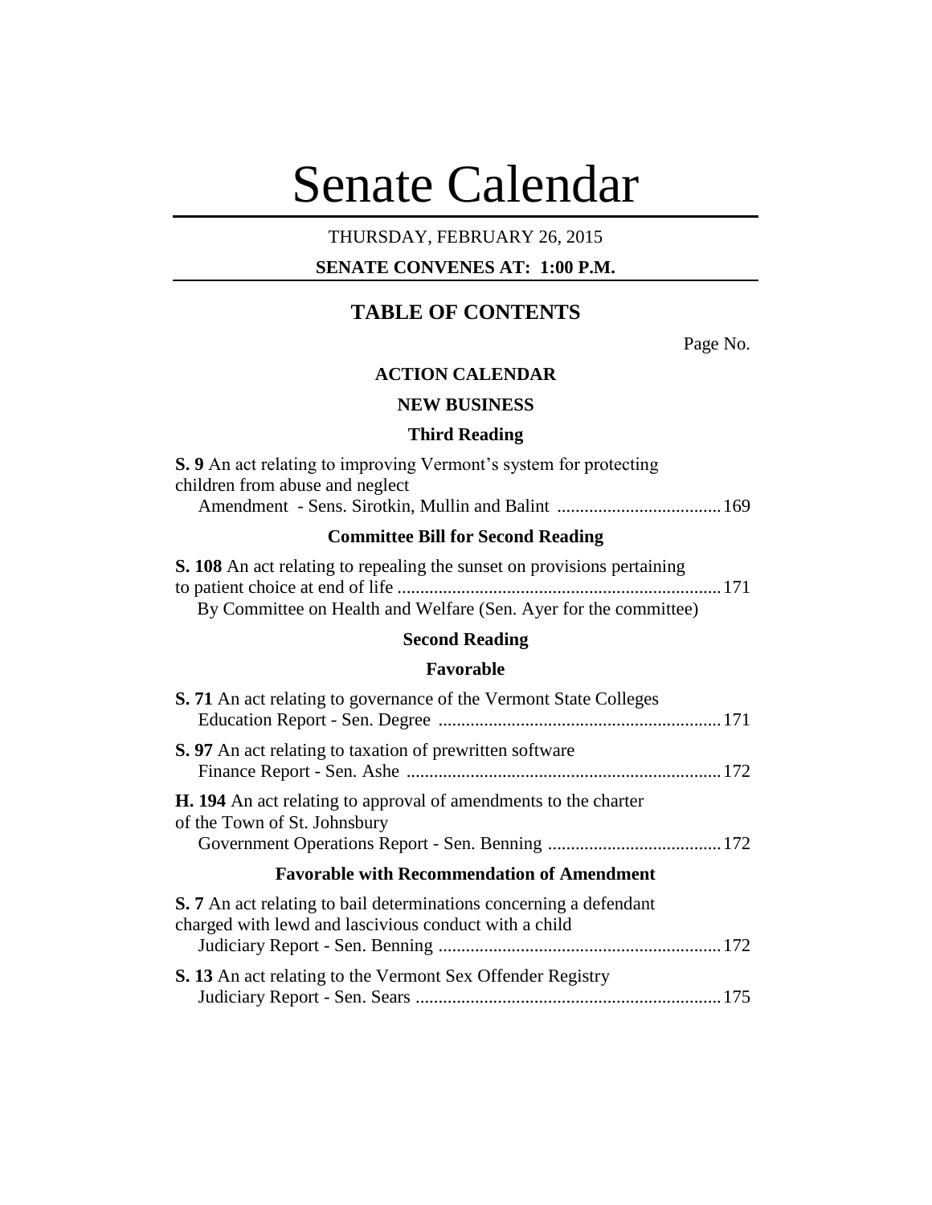# Senate Calendar

THURSDAY, FEBRUARY 26, 2015

**SENATE CONVENES AT: 1:00 P.M.**

## TABLE OF CONTENTS

Page No.

### ACTION CALENDAR

### NEW BUSINESS

#### Third Reading

**S. 9** An act relating to improving Vermont's system for protecting children from abuse and neglect
Amendment - Sens. Sirotkin, Mullin and Balint .................................... 169

#### Committee Bill for Second Reading

**S. 108** An act relating to repealing the sunset on provisions pertaining to patient choice at end of life ....................................................................... 171
By Committee on Health and Welfare (Sen. Ayer for the committee)

#### Second Reading

#### Favorable

**S. 71** An act relating to governance of the Vermont State Colleges
Education Report - Sen. Degree .............................................................. 171

**S. 97** An act relating to taxation of prewritten software
Finance Report - Sen. Ashe ..................................................................... 172

**H. 194** An act relating to approval of amendments to the charter of the Town of St. Johnsbury
Government Operations Report - Sen. Benning ...................................... 172

#### Favorable with Recommendation of Amendment

**S. 7** An act relating to bail determinations concerning a defendant charged with lewd and lascivious conduct with a child
Judiciary Report - Sen. Benning .............................................................. 172

**S. 13** An act relating to the Vermont Sex Offender Registry
Judiciary Report - Sen. Sears ................................................................... 175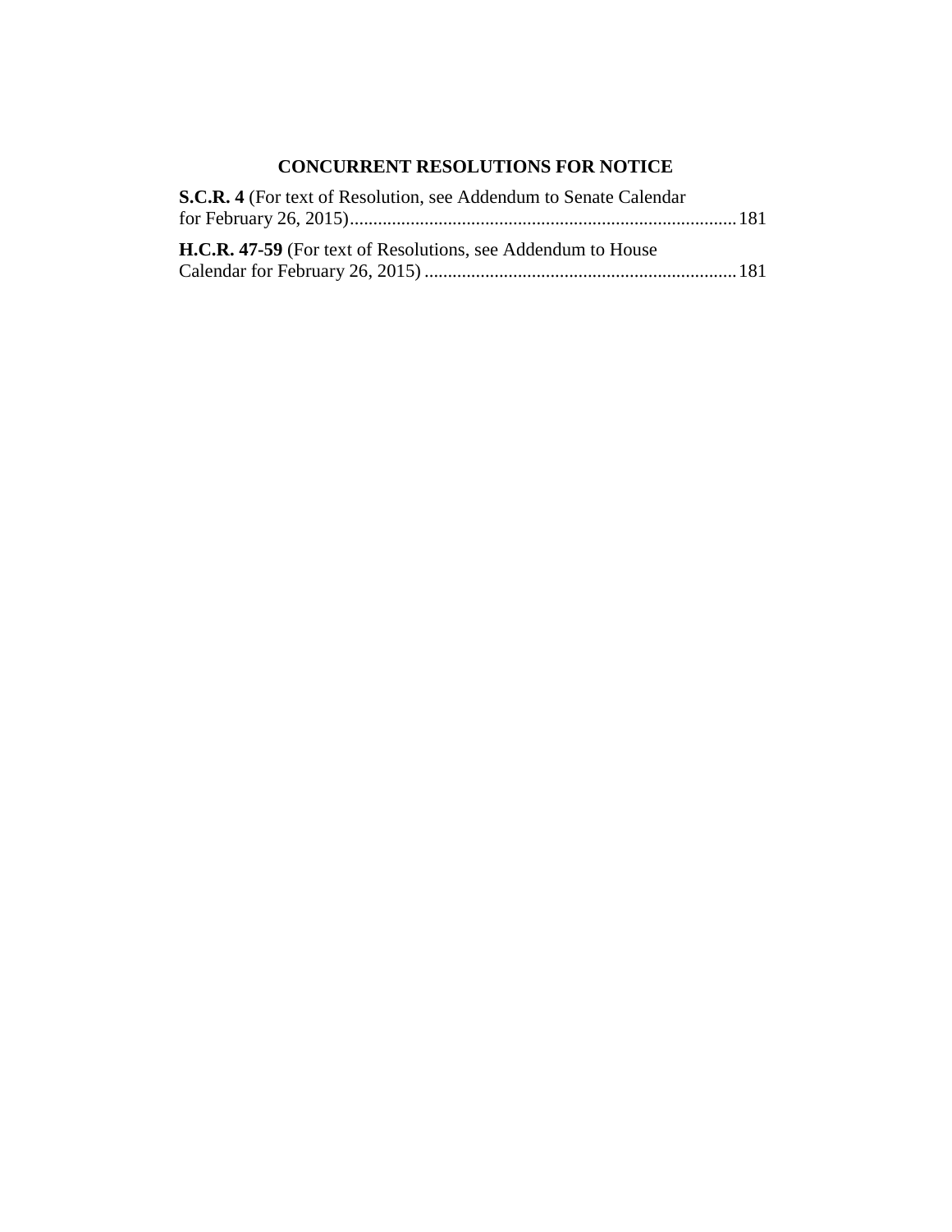## CONCURRENT RESOLUTIONS FOR NOTICE

**S.C.R. 4** (For text of Resolution, see Addendum to Senate Calendar for February 26, 2015) .................................................................................... 181

**H.C.R. 47-59** (For text of Resolutions, see Addendum to House Calendar for February 26, 2015) .................................................................... 181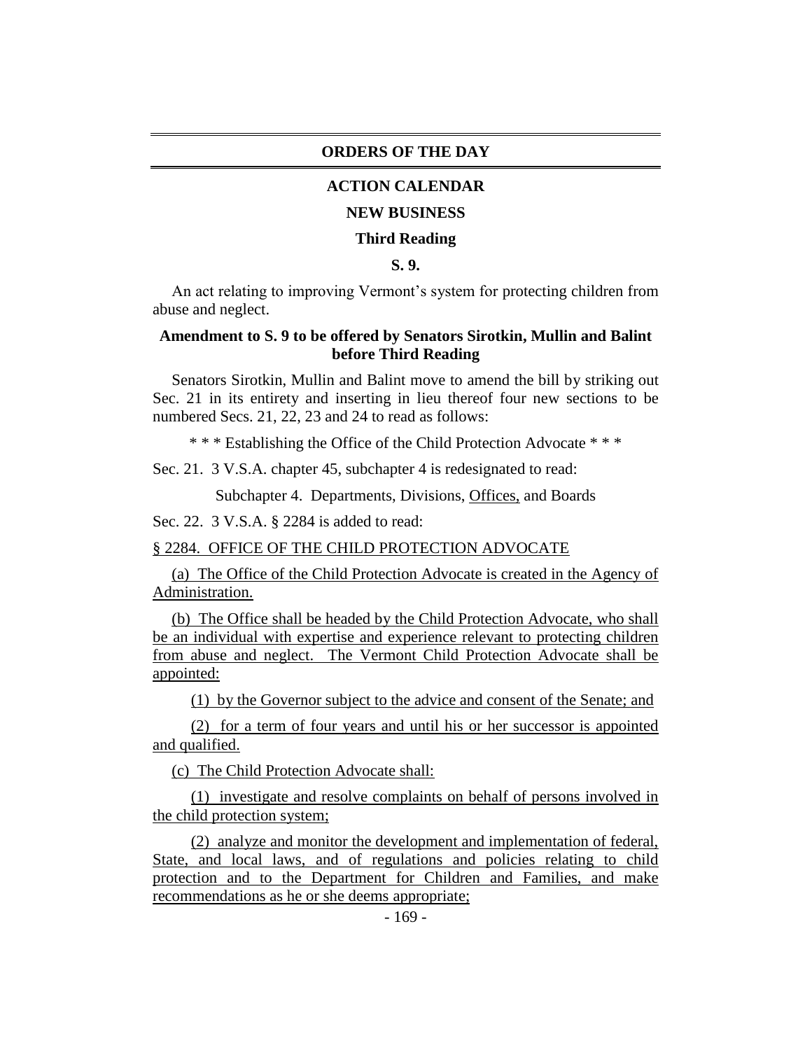# ORDERS OF THE DAY

## ACTION CALENDAR

### NEW BUSINESS

### Third Reading

**S. 9.**

An act relating to improving Vermont's system for protecting children from abuse and neglect.

**Amendment to S. 9 to be offered by Senators Sirotkin, Mullin and Balint before Third Reading**

Senators Sirotkin, Mullin and Balint move to amend the bill by striking out Sec. 21 in its entirety and inserting in lieu thereof four new sections to be numbered Secs. 21, 22, 23 and 24 to read as follows:

\* \* \* Establishing the Office of the Child Protection Advocate \* \* \*

Sec. 21. 3 V.S.A. chapter 45, subchapter 4 is redesignated to read:

Subchapter 4. Departments, Divisions, Offices, and Boards

Sec. 22. 3 V.S.A. § 2284 is added to read:

§ 2284. OFFICE OF THE CHILD PROTECTION ADVOCATE

(a) The Office of the Child Protection Advocate is created in the Agency of Administration.

(b) The Office shall be headed by the Child Protection Advocate, who shall be an individual with expertise and experience relevant to protecting children from abuse and neglect. The Vermont Child Protection Advocate shall be appointed:

(1) by the Governor subject to the advice and consent of the Senate; and

(2) for a term of four years and until his or her successor is appointed and qualified.

(c) The Child Protection Advocate shall:

(1) investigate and resolve complaints on behalf of persons involved in the child protection system;

(2) analyze and monitor the development and implementation of federal, State, and local laws, and of regulations and policies relating to child protection and to the Department for Children and Families, and make recommendations as he or she deems appropriate;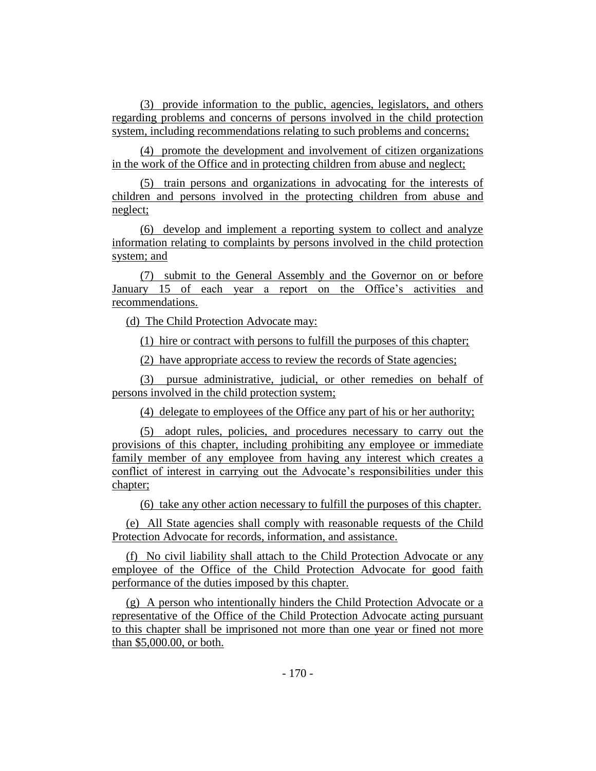(3) provide information to the public, agencies, legislators, and others regarding problems and concerns of persons involved in the child protection system, including recommendations relating to such problems and concerns;

(4) promote the development and involvement of citizen organizations in the work of the Office and in protecting children from abuse and neglect;

(5) train persons and organizations in advocating for the interests of children and persons involved in the protecting children from abuse and neglect;

(6) develop and implement a reporting system to collect and analyze information relating to complaints by persons involved in the child protection system; and

(7) submit to the General Assembly and the Governor on or before January 15 of each year a report on the Office's activities and recommendations.

(d) The Child Protection Advocate may:

(1) hire or contract with persons to fulfill the purposes of this chapter;

(2) have appropriate access to review the records of State agencies;

(3) pursue administrative, judicial, or other remedies on behalf of persons involved in the child protection system;

(4) delegate to employees of the Office any part of his or her authority;

(5) adopt rules, policies, and procedures necessary to carry out the provisions of this chapter, including prohibiting any employee or immediate family member of any employee from having any interest which creates a conflict of interest in carrying out the Advocate's responsibilities under this chapter;

(6) take any other action necessary to fulfill the purposes of this chapter.

(e) All State agencies shall comply with reasonable requests of the Child Protection Advocate for records, information, and assistance.

(f) No civil liability shall attach to the Child Protection Advocate or any employee of the Office of the Child Protection Advocate for good faith performance of the duties imposed by this chapter.

(g) A person who intentionally hinders the Child Protection Advocate or a representative of the Office of the Child Protection Advocate acting pursuant to this chapter shall be imprisoned not more than one year or fined not more than $5,000.00, or both.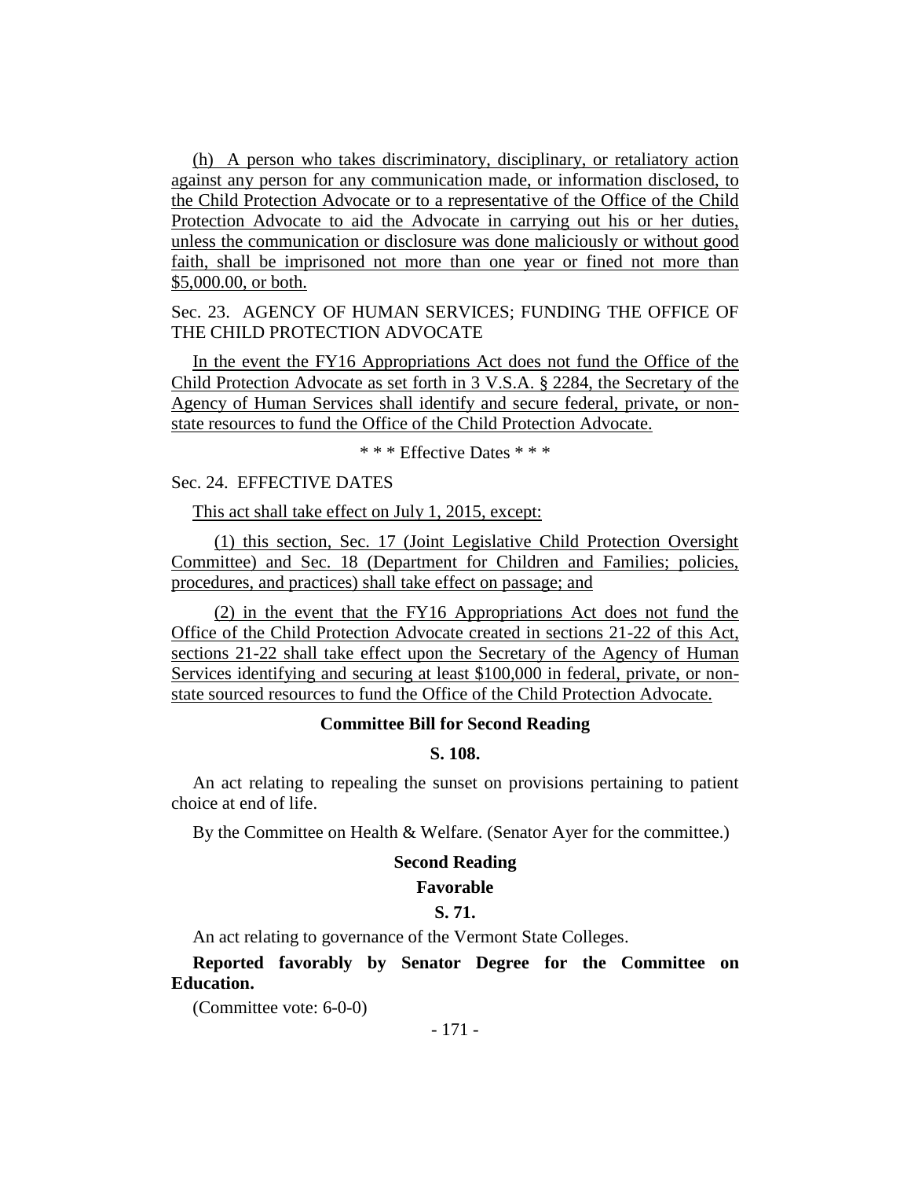(h) A person who takes discriminatory, disciplinary, or retaliatory action against any person for any communication made, or information disclosed, to the Child Protection Advocate or to a representative of the Office of the Child Protection Advocate to aid the Advocate in carrying out his or her duties, unless the communication or disclosure was done maliciously or without good faith, shall be imprisoned not more than one year or fined not more than $5,000.00, or both.

Sec. 23. AGENCY OF HUMAN SERVICES; FUNDING THE OFFICE OF THE CHILD PROTECTION ADVOCATE

In the event the FY16 Appropriations Act does not fund the Office of the Child Protection Advocate as set forth in 3 V.S.A. § 2284, the Secretary of the Agency of Human Services shall identify and secure federal, private, or non-state resources to fund the Office of the Child Protection Advocate.

* * * Effective Dates * * *

Sec. 24. EFFECTIVE DATES

This act shall take effect on July 1, 2015, except:

(1) this section, Sec. 17 (Joint Legislative Child Protection Oversight Committee) and Sec. 18 (Department for Children and Families; policies, procedures, and practices) shall take effect on passage; and

(2) in the event that the FY16 Appropriations Act does not fund the Office of the Child Protection Advocate created in sections 21-22 of this Act, sections 21-22 shall take effect upon the Secretary of the Agency of Human Services identifying and securing at least $100,000 in federal, private, or non-state sourced resources to fund the Office of the Child Protection Advocate.

**Committee Bill for Second Reading**

**S. 108.**

An act relating to repealing the sunset on provisions pertaining to patient choice at end of life.

By the Committee on Health & Welfare. (Senator Ayer for the committee.)

**Second Reading**

**Favorable**

**S. 71.**

An act relating to governance of the Vermont State Colleges.

**Reported favorably by Senator Degree for the Committee on Education.**

(Committee vote: 6-0-0)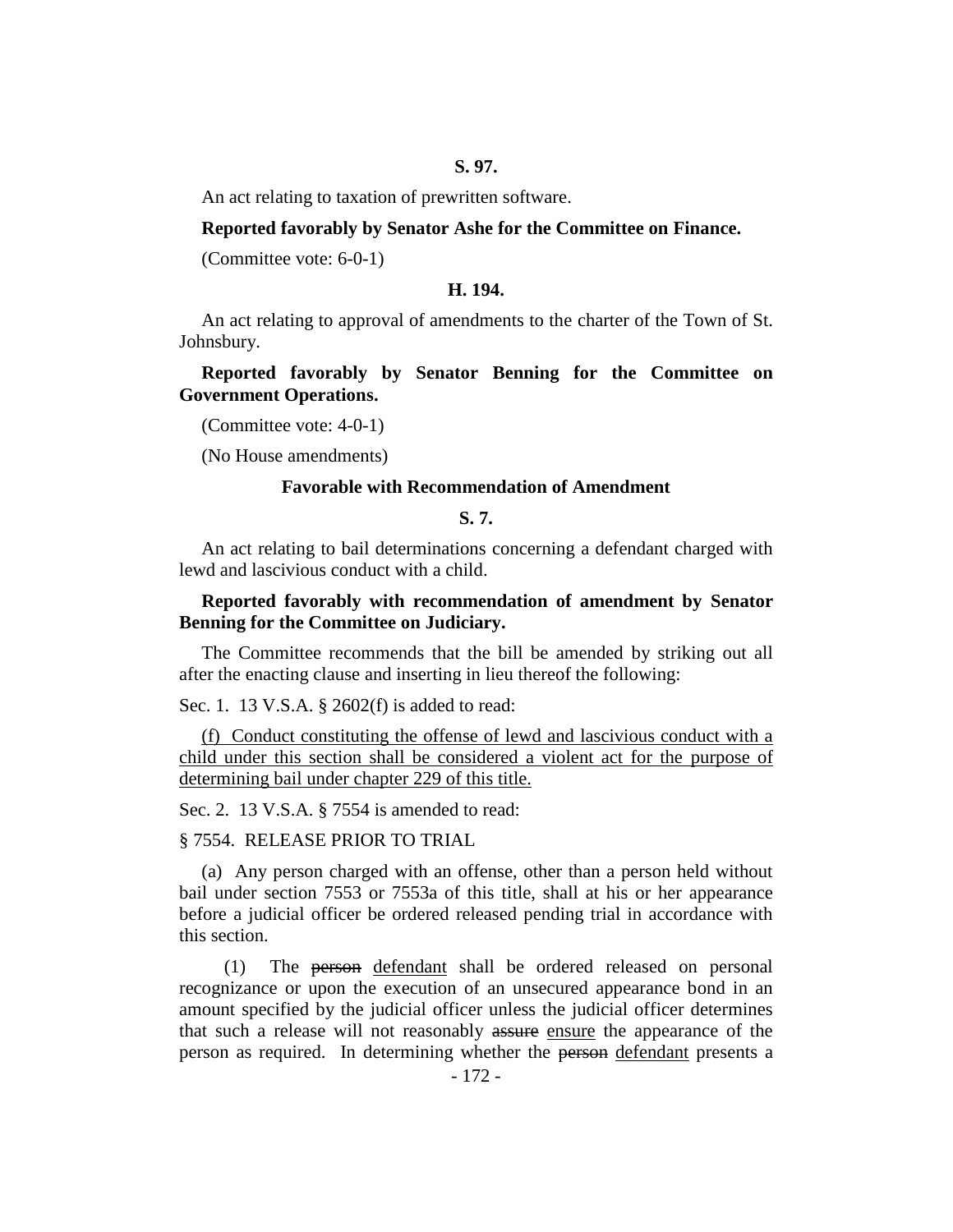**S. 97.**

An act relating to taxation of prewritten software.

**Reported favorably by Senator Ashe for the Committee on Finance.**

(Committee vote: 6-0-1)

**H. 194.**

An act relating to approval of amendments to the charter of the Town of St. Johnsbury.

**Reported favorably by Senator Benning for the Committee on Government Operations.**

(Committee vote: 4-0-1)

(No House amendments)

**Favorable with Recommendation of Amendment**

**S. 7.**

An act relating to bail determinations concerning a defendant charged with lewd and lascivious conduct with a child.

**Reported favorably with recommendation of amendment by Senator Benning for the Committee on Judiciary.**

The Committee recommends that the bill be amended by striking out all after the enacting clause and inserting in lieu thereof the following:

Sec. 1. 13 V.S.A. § 2602(f) is added to read:

<u>(f) Conduct constituting the offense of lewd and lascivious conduct with a child under this section shall be considered a violent act for the purpose of determining bail under chapter 229 of this title.</u>

Sec. 2. 13 V.S.A. § 7554 is amended to read:

§ 7554. RELEASE PRIOR TO TRIAL

(a) Any person charged with an offense, other than a person held without bail under section 7553 or 7553a of this title, shall at his or her appearance before a judicial officer be ordered released pending trial in accordance with this section.

(1) The ~~person~~ <u>defendant</u> shall be ordered released on personal recognizance or upon the execution of an unsecured appearance bond in an amount specified by the judicial officer unless the judicial officer determines that such a release will not reasonably ~~assure~~ <u>ensure</u> the appearance of the person as required. In determining whether the ~~person~~ <u>defendant</u> presents a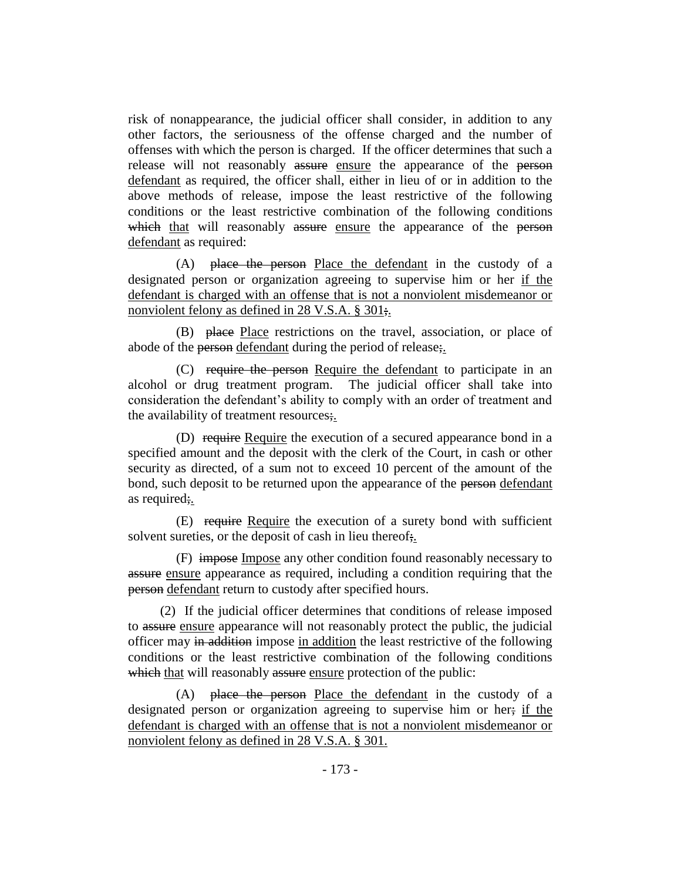risk of nonappearance, the judicial officer shall consider, in addition to any other factors, the seriousness of the offense charged and the number of offenses with which the person is charged. If the officer determines that such a release will not reasonably ~~assure~~ ensure the appearance of the ~~person~~ defendant as required, the officer shall, either in lieu of or in addition to the above methods of release, impose the least restrictive of the following conditions or the least restrictive combination of the following conditions ~~which~~ that will reasonably ~~assure~~ ensure the appearance of the ~~person~~ defendant as required:

(A) ~~place the person~~ Place the defendant in the custody of a designated person or organization agreeing to supervise him or her if the defendant is charged with an offense that is not a nonviolent misdemeanor or nonviolent felony as defined in 28 V.S.A. § 301~~;~~.

(B) ~~place~~ Place restrictions on the travel, association, or place of abode of the ~~person~~ defendant during the period of release~~;~~.

(C) ~~require the person~~ Require the defendant to participate in an alcohol or drug treatment program. The judicial officer shall take into consideration the defendant's ability to comply with an order of treatment and the availability of treatment resources~~;~~.

(D) ~~require~~ Require the execution of a secured appearance bond in a specified amount and the deposit with the clerk of the Court, in cash or other security as directed, of a sum not to exceed 10 percent of the amount of the bond, such deposit to be returned upon the appearance of the ~~person~~ defendant as required~~;~~.

(E) ~~require~~ Require the execution of a surety bond with sufficient solvent sureties, or the deposit of cash in lieu thereof~~;~~.

(F) ~~impose~~ Impose any other condition found reasonably necessary to ~~assure~~ ensure appearance as required, including a condition requiring that the ~~person~~ defendant return to custody after specified hours.

(2) If the judicial officer determines that conditions of release imposed to ~~assure~~ ensure appearance will not reasonably protect the public, the judicial officer may ~~in addition~~ impose in addition the least restrictive of the following conditions or the least restrictive combination of the following conditions ~~which~~ that will reasonably ~~assure~~ ensure protection of the public:

(A) ~~place the person~~ Place the defendant in the custody of a designated person or organization agreeing to supervise him or her~~;~~ if the defendant is charged with an offense that is not a nonviolent misdemeanor or nonviolent felony as defined in 28 V.S.A. § 301.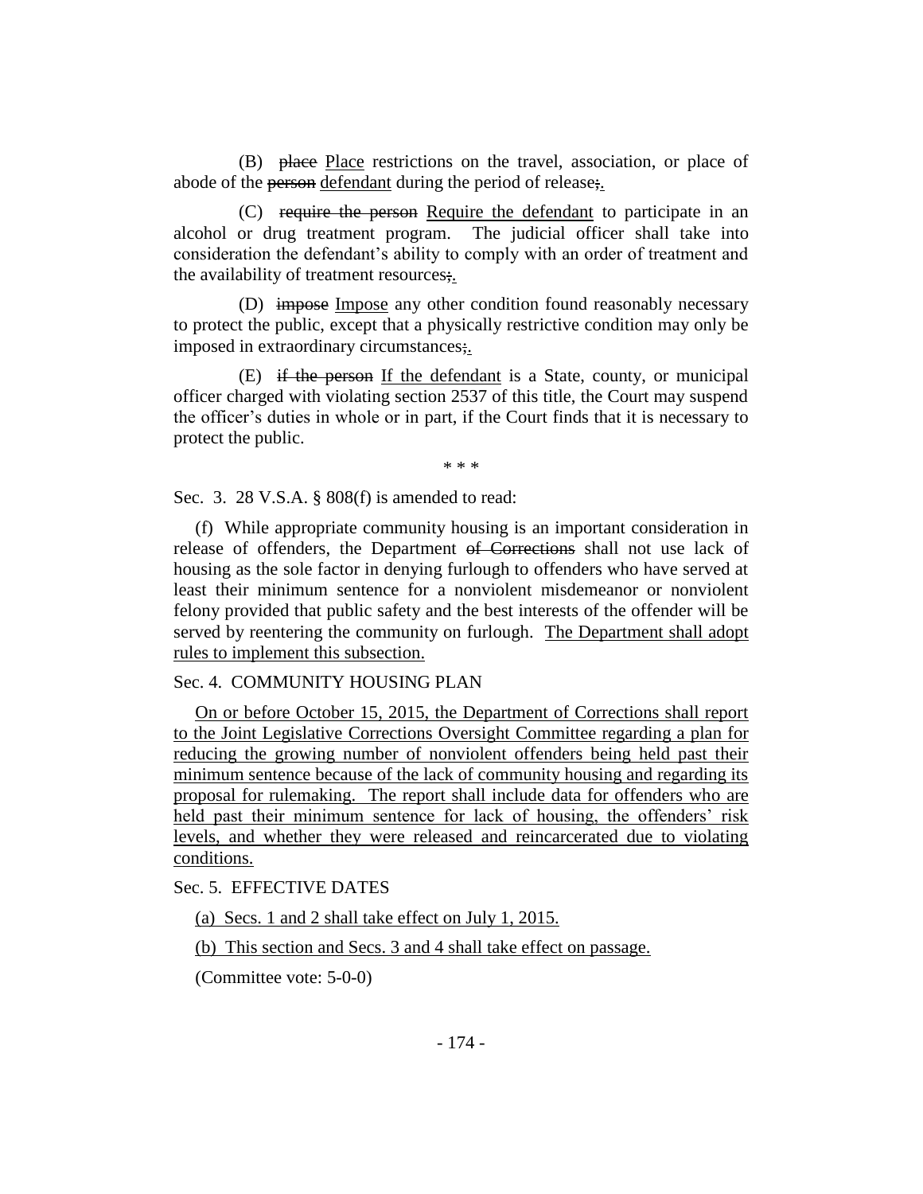(B) ~~place~~ Place restrictions on the travel, association, or place of abode of the ~~person~~ defendant during the period of release~~;~~.

(C) ~~require the person~~ Require the defendant to participate in an alcohol or drug treatment program. The judicial officer shall take into consideration the defendant's ability to comply with an order of treatment and the availability of treatment resources~~;~~.

(D) ~~impose~~ Impose any other condition found reasonably necessary to protect the public, except that a physically restrictive condition may only be imposed in extraordinary circumstances~~;~~.

(E) ~~if the person~~ If the defendant is a State, county, or municipal officer charged with violating section 2537 of this title, the Court may suspend the officer's duties in whole or in part, if the Court finds that it is necessary to protect the public.

\* \* \*

Sec. 3. 28 V.S.A. § 808(f) is amended to read:

(f) While appropriate community housing is an important consideration in release of offenders, the Department ~~of Corrections~~ shall not use lack of housing as the sole factor in denying furlough to offenders who have served at least their minimum sentence for a nonviolent misdemeanor or nonviolent felony provided that public safety and the best interests of the offender will be served by reentering the community on furlough. The Department shall adopt rules to implement this subsection.

Sec. 4. COMMUNITY HOUSING PLAN

On or before October 15, 2015, the Department of Corrections shall report to the Joint Legislative Corrections Oversight Committee regarding a plan for reducing the growing number of nonviolent offenders being held past their minimum sentence because of the lack of community housing and regarding its proposal for rulemaking. The report shall include data for offenders who are held past their minimum sentence for lack of housing, the offenders' risk levels, and whether they were released and reincarcerated due to violating conditions.

Sec. 5. EFFECTIVE DATES

(a) Secs. 1 and 2 shall take effect on July 1, 2015.

(b) This section and Secs. 3 and 4 shall take effect on passage.

(Committee vote: 5-0-0)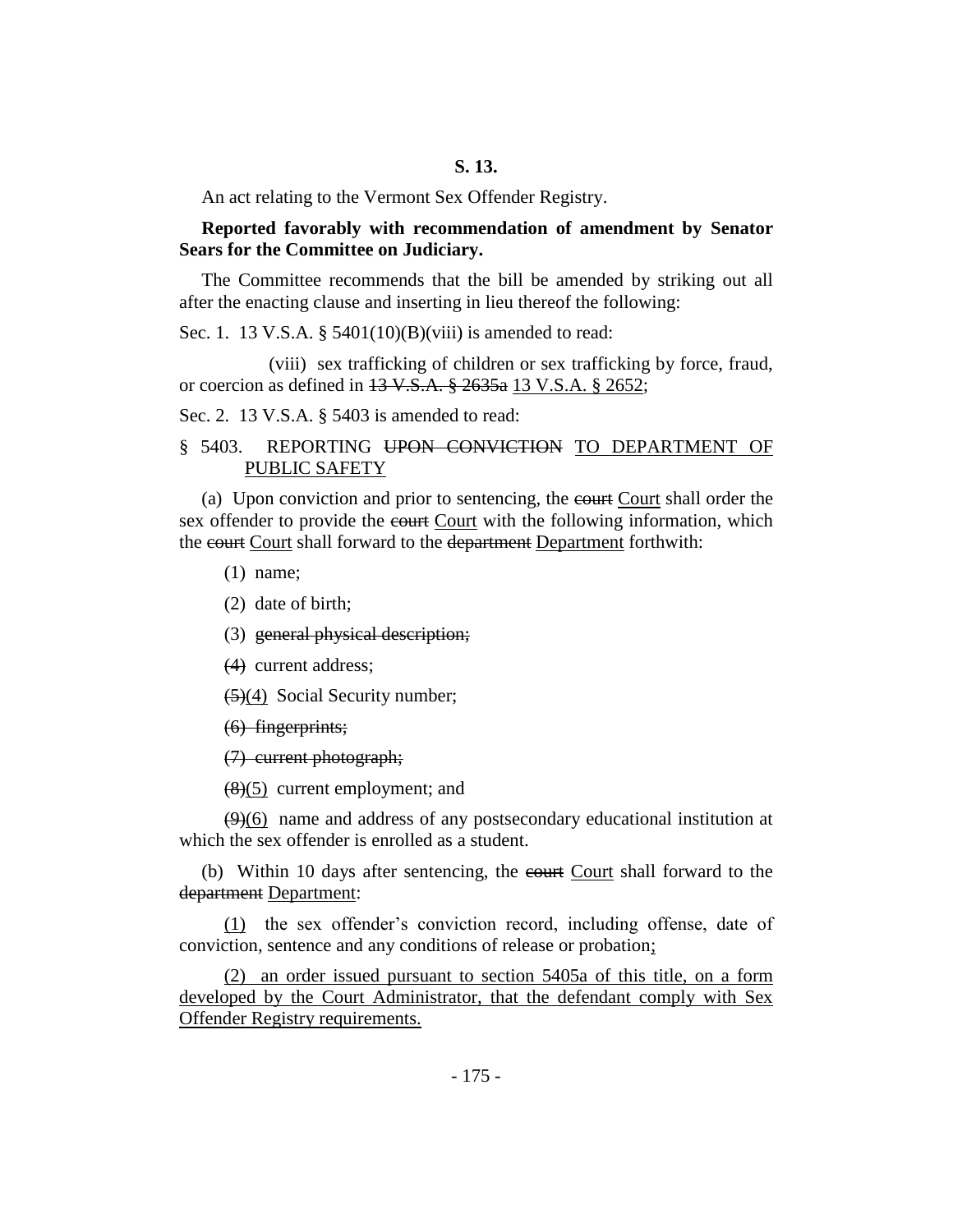**S. 13.**

An act relating to the Vermont Sex Offender Registry.

**Reported favorably with recommendation of amendment by Senator Sears for the Committee on Judiciary.**

The Committee recommends that the bill be amended by striking out all after the enacting clause and inserting in lieu thereof the following:

Sec. 1. 13 V.S.A. § 5401(10)(B)(viii) is amended to read:

(viii) sex trafficking of children or sex trafficking by force, fraud, or coercion as defined in ~~13 V.S.A. § 2635a~~ <u>13 V.S.A. § 2652</u>;

Sec. 2. 13 V.S.A. § 5403 is amended to read:

§ 5403. REPORTING ~~UPON CONVICTION~~ <u>TO DEPARTMENT OF PUBLIC SAFETY</u>

(a) Upon conviction and prior to sentencing, the ~~court~~ <u>Court</u> shall order the sex offender to provide the ~~court~~ <u>Court</u> with the following information, which the ~~court~~ <u>Court</u> shall forward to the ~~department~~ <u>Department</u> forthwith:

(1) name;

(2) date of birth;

(3) ~~general physical description;~~

~~(4)~~ current address;

~~(5)~~<u>(4)</u> Social Security number;

~~(6) fingerprints;~~

~~(7) current photograph;~~

~~(8)~~<u>(5)</u> current employment; and

~~(9)~~<u>(6)</u> name and address of any postsecondary educational institution at which the sex offender is enrolled as a student.

(b) Within 10 days after sentencing, the ~~court~~ <u>Court</u> shall forward to the ~~department~~ <u>Department</u>:

<u>(1)</u> the sex offender's conviction record, including offense, date of conviction, sentence and any conditions of release or probation<u>;</u>

<u>(2) an order issued pursuant to section 5405a of this title, on a form developed by the Court Administrator, that the defendant comply with Sex Offender Registry requirements.</u>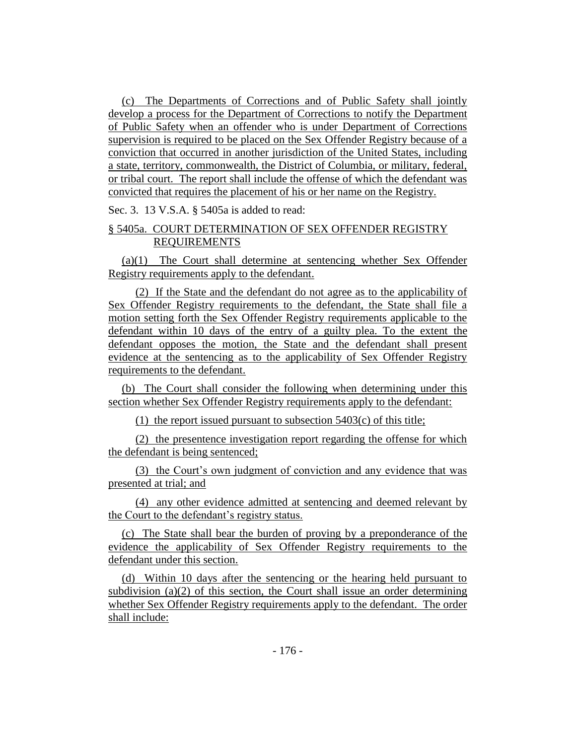(c) The Departments of Corrections and of Public Safety shall jointly develop a process for the Department of Corrections to notify the Department of Public Safety when an offender who is under Department of Corrections supervision is required to be placed on the Sex Offender Registry because of a conviction that occurred in another jurisdiction of the United States, including a state, territory, commonwealth, the District of Columbia, or military, federal, or tribal court. The report shall include the offense of which the defendant was convicted that requires the placement of his or her name on the Registry.

Sec. 3. 13 V.S.A. § 5405a is added to read:

§ 5405a. COURT DETERMINATION OF SEX OFFENDER REGISTRY REQUIREMENTS

(a)(1) The Court shall determine at sentencing whether Sex Offender Registry requirements apply to the defendant.

(2) If the State and the defendant do not agree as to the applicability of Sex Offender Registry requirements to the defendant, the State shall file a motion setting forth the Sex Offender Registry requirements applicable to the defendant within 10 days of the entry of a guilty plea. To the extent the defendant opposes the motion, the State and the defendant shall present evidence at the sentencing as to the applicability of Sex Offender Registry requirements to the defendant.

(b) The Court shall consider the following when determining under this section whether Sex Offender Registry requirements apply to the defendant:

(1) the report issued pursuant to subsection 5403(c) of this title;

(2) the presentence investigation report regarding the offense for which the defendant is being sentenced;

(3) the Court's own judgment of conviction and any evidence that was presented at trial; and

(4) any other evidence admitted at sentencing and deemed relevant by the Court to the defendant's registry status.

(c) The State shall bear the burden of proving by a preponderance of the evidence the applicability of Sex Offender Registry requirements to the defendant under this section.

(d) Within 10 days after the sentencing or the hearing held pursuant to subdivision (a)(2) of this section, the Court shall issue an order determining whether Sex Offender Registry requirements apply to the defendant. The order shall include: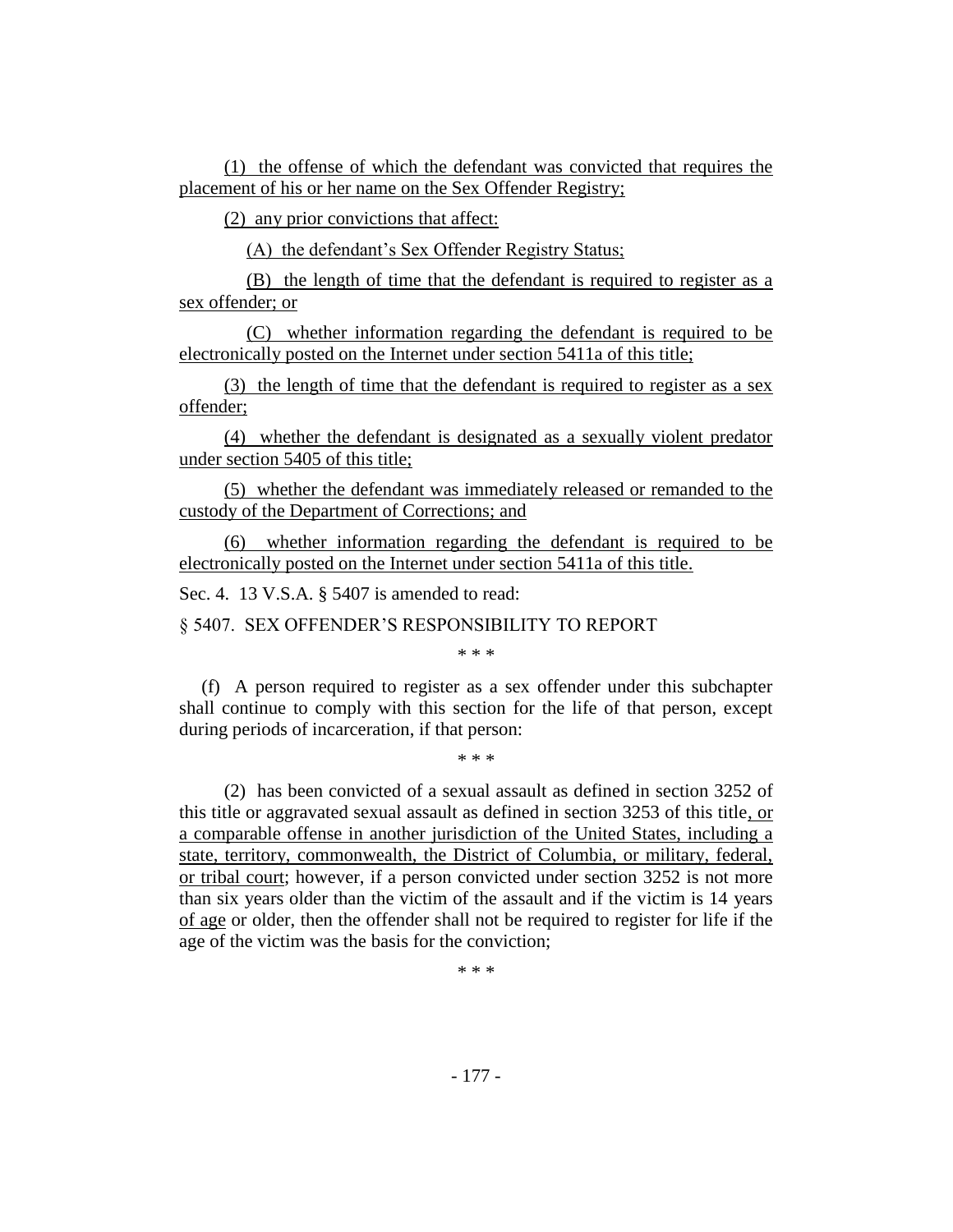(1) the offense of which the defendant was convicted that requires the placement of his or her name on the Sex Offender Registry;

(2) any prior convictions that affect:

(A) the defendant's Sex Offender Registry Status;

(B) the length of time that the defendant is required to register as a sex offender; or

(C) whether information regarding the defendant is required to be electronically posted on the Internet under section 5411a of this title;

(3) the length of time that the defendant is required to register as a sex offender;

(4) whether the defendant is designated as a sexually violent predator under section 5405 of this title;

(5) whether the defendant was immediately released or remanded to the custody of the Department of Corrections; and

(6) whether information regarding the defendant is required to be electronically posted on the Internet under section 5411a of this title.

Sec. 4. 13 V.S.A. § 5407 is amended to read:

§ 5407. SEX OFFENDER'S RESPONSIBILITY TO REPORT

\* \* \*

(f) A person required to register as a sex offender under this subchapter shall continue to comply with this section for the life of that person, except during periods of incarceration, if that person:

\* \* \*

(2) has been convicted of a sexual assault as defined in section 3252 of this title or aggravated sexual assault as defined in section 3253 of this title, or a comparable offense in another jurisdiction of the United States, including a state, territory, commonwealth, the District of Columbia, or military, federal, or tribal court; however, if a person convicted under section 3252 is not more than six years older than the victim of the assault and if the victim is 14 years of age or older, then the offender shall not be required to register for life if the age of the victim was the basis for the conviction;

\* \* \*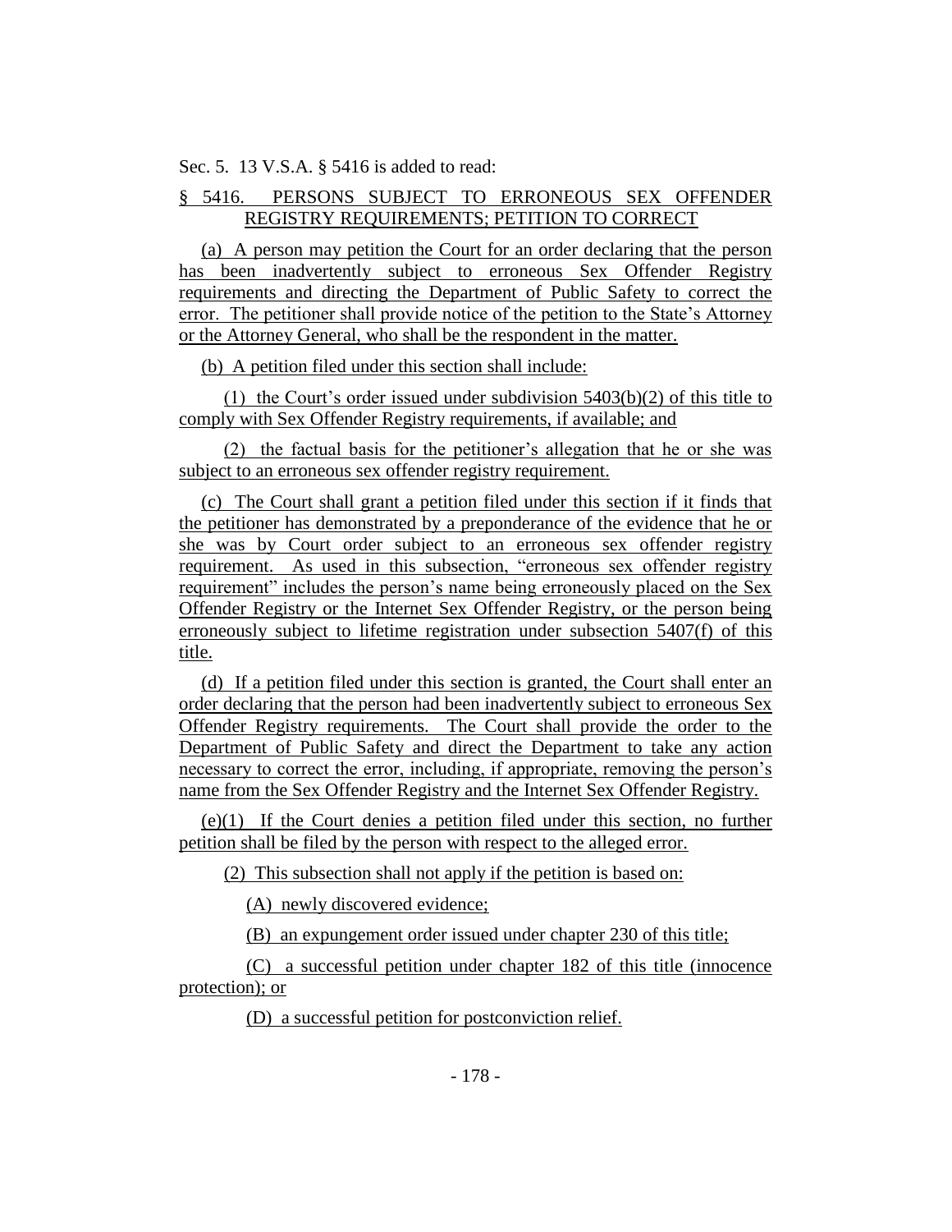Sec. 5. 13 V.S.A. § 5416 is added to read:

§ 5416. PERSONS SUBJECT TO ERRONEOUS SEX OFFENDER REGISTRY REQUIREMENTS; PETITION TO CORRECT

(a) A person may petition the Court for an order declaring that the person has been inadvertently subject to erroneous Sex Offender Registry requirements and directing the Department of Public Safety to correct the error. The petitioner shall provide notice of the petition to the State's Attorney or the Attorney General, who shall be the respondent in the matter.

(b) A petition filed under this section shall include:

(1) the Court's order issued under subdivision 5403(b)(2) of this title to comply with Sex Offender Registry requirements, if available; and

(2) the factual basis for the petitioner's allegation that he or she was subject to an erroneous sex offender registry requirement.

(c) The Court shall grant a petition filed under this section if it finds that the petitioner has demonstrated by a preponderance of the evidence that he or she was by Court order subject to an erroneous sex offender registry requirement. As used in this subsection, "erroneous sex offender registry requirement" includes the person's name being erroneously placed on the Sex Offender Registry or the Internet Sex Offender Registry, or the person being erroneously subject to lifetime registration under subsection 5407(f) of this title.

(d) If a petition filed under this section is granted, the Court shall enter an order declaring that the person had been inadvertently subject to erroneous Sex Offender Registry requirements. The Court shall provide the order to the Department of Public Safety and direct the Department to take any action necessary to correct the error, including, if appropriate, removing the person's name from the Sex Offender Registry and the Internet Sex Offender Registry.

(e)(1) If the Court denies a petition filed under this section, no further petition shall be filed by the person with respect to the alleged error.

(2) This subsection shall not apply if the petition is based on:

(A) newly discovered evidence;

(B) an expungement order issued under chapter 230 of this title;

(C) a successful petition under chapter 182 of this title (innocence protection); or

(D) a successful petition for postconviction relief.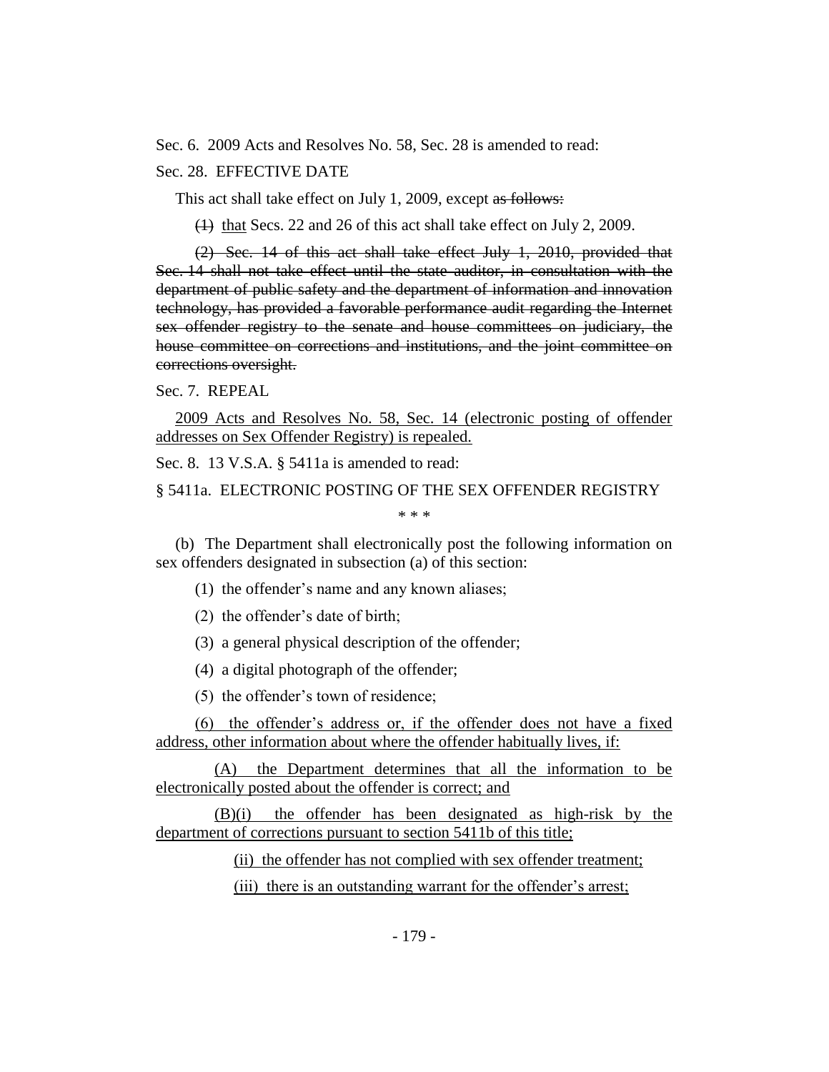Sec. 6. 2009 Acts and Resolves No. 58, Sec. 28 is amended to read:

Sec. 28. EFFECTIVE DATE

This act shall take effect on July 1, 2009, except ~~as follows:~~

~~(1)~~ <u>that</u> Secs. 22 and 26 of this act shall take effect on July 2, 2009.

~~(2) Sec. 14 of this act shall take effect July 1, 2010, provided that Sec. 14 shall not take effect until the state auditor, in consultation with the department of public safety and the department of information and innovation technology, has provided a favorable performance audit regarding the Internet sex offender registry to the senate and house committees on judiciary, the house committee on corrections and institutions, and the joint committee on corrections oversight.~~

Sec. 7. REPEAL

<u>2009 Acts and Resolves No. 58, Sec. 14 (electronic posting of offender addresses on Sex Offender Registry) is repealed.</u>

Sec. 8. 13 V.S.A. § 5411a is amended to read:

§ 5411a. ELECTRONIC POSTING OF THE SEX OFFENDER REGISTRY

\* \* \*

(b) The Department shall electronically post the following information on sex offenders designated in subsection (a) of this section:

(1) the offender's name and any known aliases;

(2) the offender's date of birth;

(3) a general physical description of the offender;

(4) a digital photograph of the offender;

(5) the offender's town of residence;

<u>(6) the offender's address or, if the offender does not have a fixed address, other information about where the offender habitually lives, if:</u>

<u>(A) the Department determines that all the information to be electronically posted about the offender is correct; and</u>

<u>(B)(i) the offender has been designated as high-risk by the department of corrections pursuant to section 5411b of this title;</u>

<u>(ii) the offender has not complied with sex offender treatment;</u>

<u>(iii) there is an outstanding warrant for the offender's arrest;</u>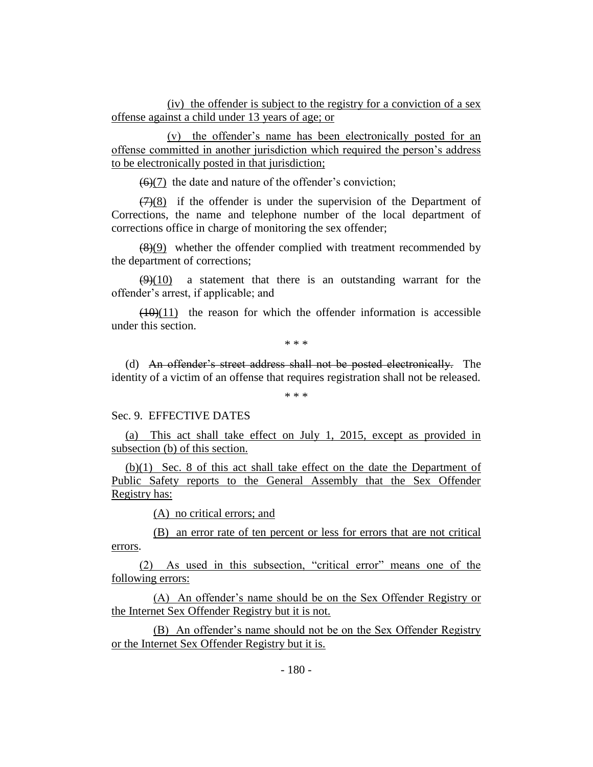(iv) the offender is subject to the registry for a conviction of a sex offense against a child under 13 years of age; or

(v) the offender's name has been electronically posted for an offense committed in another jurisdiction which required the person's address to be electronically posted in that jurisdiction;

~~(6)~~(7) the date and nature of the offender's conviction;

~~(7)~~(8) if the offender is under the supervision of the Department of Corrections, the name and telephone number of the local department of corrections office in charge of monitoring the sex offender;

~~(8)~~(9) whether the offender complied with treatment recommended by the department of corrections;

~~(9)~~(10) a statement that there is an outstanding warrant for the offender's arrest, if applicable; and

~~(10)~~(11) the reason for which the offender information is accessible under this section.

\* \* \*

(d) ~~An offender's street address shall not be posted electronically.~~ The identity of a victim of an offense that requires registration shall not be released.

\* \* \*

Sec. 9. EFFECTIVE DATES

(a) This act shall take effect on July 1, 2015, except as provided in subsection (b) of this section.

(b)(1) Sec. 8 of this act shall take effect on the date the Department of Public Safety reports to the General Assembly that the Sex Offender Registry has:

(A) no critical errors; and

(B) an error rate of ten percent or less for errors that are not critical errors.

(2) As used in this subsection, "critical error" means one of the following errors:

(A) An offender's name should be on the Sex Offender Registry or the Internet Sex Offender Registry but it is not.

(B) An offender's name should not be on the Sex Offender Registry or the Internet Sex Offender Registry but it is.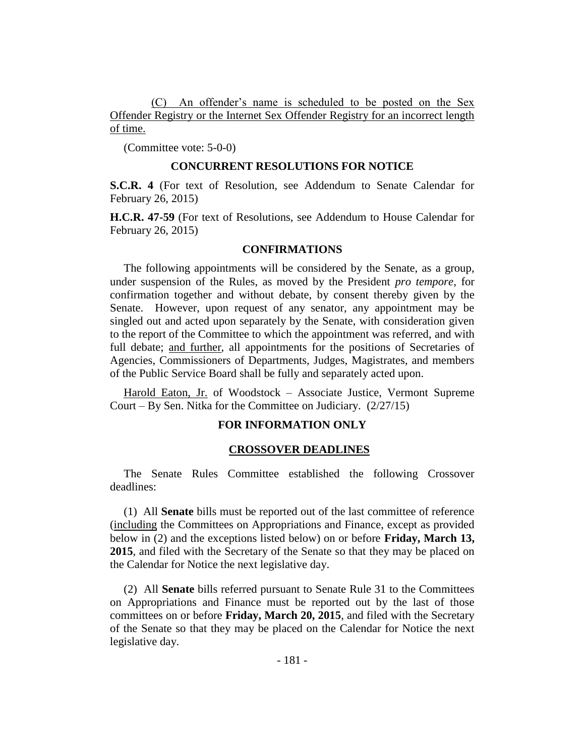<u>(C) An offender's name is scheduled to be posted on the Sex Offender Registry or the Internet Sex Offender Registry for an incorrect length of time.</u>

(Committee vote: 5-0-0)

## CONCURRENT RESOLUTIONS FOR NOTICE

**S.C.R. 4** (For text of Resolution, see Addendum to Senate Calendar for February 26, 2015)

**H.C.R. 47-59** (For text of Resolutions, see Addendum to House Calendar for February 26, 2015)

## CONFIRMATIONS

The following appointments will be considered by the Senate, as a group, under suspension of the Rules, as moved by the President *pro tempore,* for confirmation together and without debate, by consent thereby given by the Senate. However, upon request of any senator, any appointment may be singled out and acted upon separately by the Senate, with consideration given to the report of the Committee to which the appointment was referred, and with full debate; <u>and further</u>, all appointments for the positions of Secretaries of Agencies, Commissioners of Departments, Judges, Magistrates, and members of the Public Service Board shall be fully and separately acted upon.

<u>Harold Eaton, Jr.</u> of Woodstock – Associate Justice, Vermont Supreme Court – By Sen. Nitka for the Committee on Judiciary. (2/27/15)

## FOR INFORMATION ONLY

## <u>CROSSOVER DEADLINES</u>

The Senate Rules Committee established the following Crossover deadlines:

(1) All **Senate** bills must be reported out of the last committee of reference (<u>including</u> the Committees on Appropriations and Finance, except as provided below in (2) and the exceptions listed below) on or before **Friday, March 13, 2015**, and filed with the Secretary of the Senate so that they may be placed on the Calendar for Notice the next legislative day.

(2) All **Senate** bills referred pursuant to Senate Rule 31 to the Committees on Appropriations and Finance must be reported out by the last of those committees on or before **Friday, March 20, 2015**, and filed with the Secretary of the Senate so that they may be placed on the Calendar for Notice the next legislative day.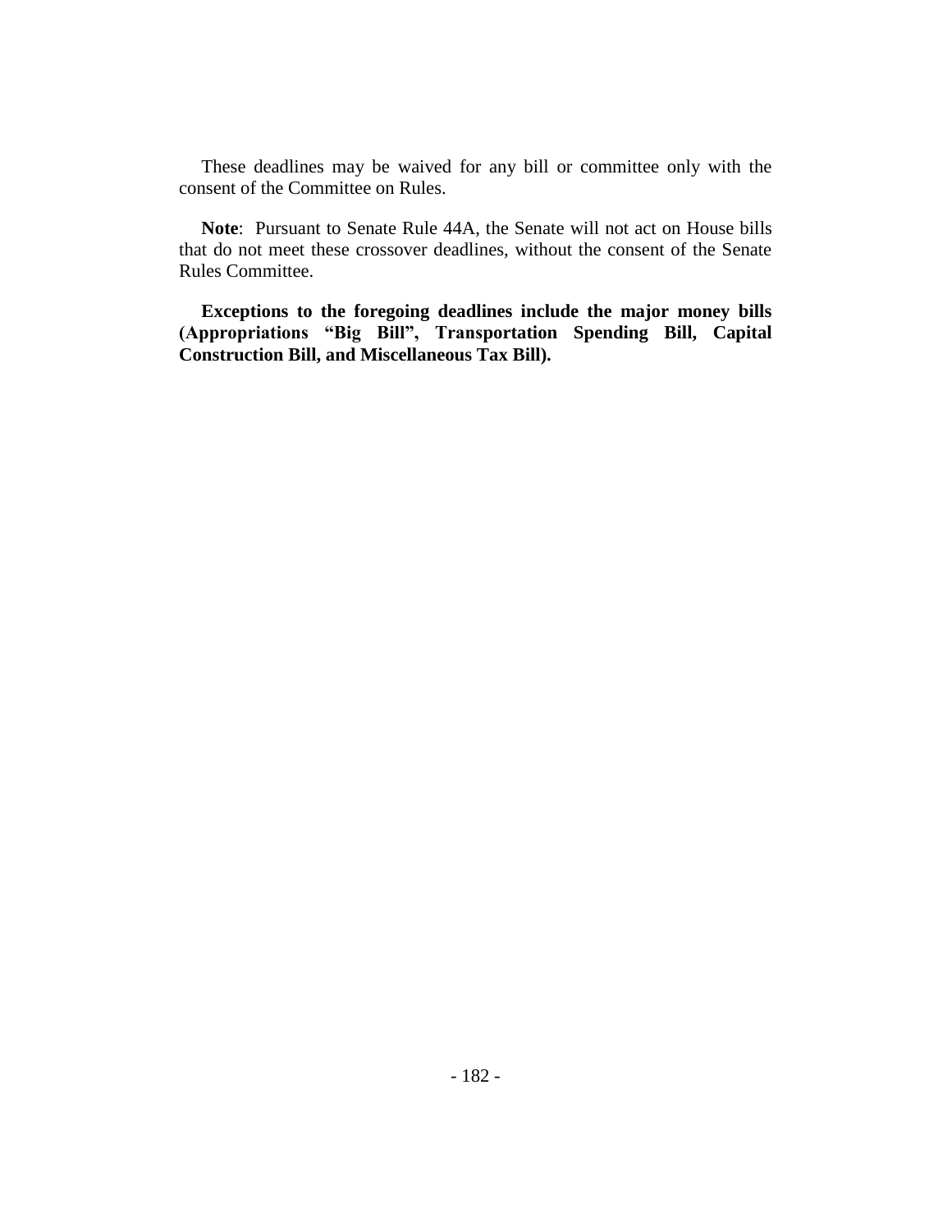These deadlines may be waived for any bill or committee only with the consent of the Committee on Rules.

**Note**: Pursuant to Senate Rule 44A, the Senate will not act on House bills that do not meet these crossover deadlines, without the consent of the Senate Rules Committee.

**Exceptions to the foregoing deadlines include the major money bills (Appropriations "Big Bill", Transportation Spending Bill, Capital Construction Bill, and Miscellaneous Tax Bill).**